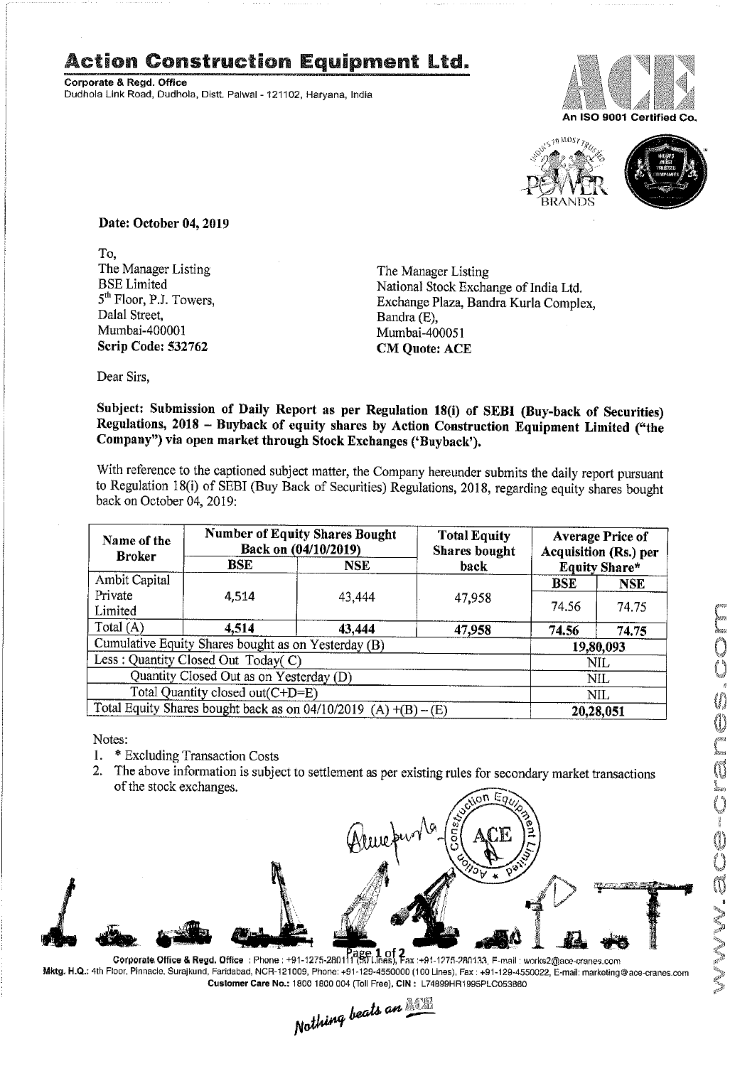# Action Construction Equipment Ltd.

**Corporate & Regd. Office**
Dudhola Link Road, Dudhola, Distt. Palwal - 121102, Haryana, India

An ISO 9001 Certified Co.

**Date: October 04, 2019**

To,

The Manager Listing
BSE Limited
5th Floor, P.J. Towers,
Dalal Street,
Mumbai-400001
**Scrip Code: 532762**

The Manager Listing
National Stock Exchange of India Ltd.
Exchange Plaza, Bandra Kurla Complex,
Bandra (E),
Mumbai-400051
**CM Quote: ACE**

Dear Sirs,

**Subject: Submission of Daily Report as per Regulation 18(i) of SEBI (Buy-back of Securities) Regulations, 2018 – Buyback of equity shares by Action Construction Equipment Limited ("the Company") via open market through Stock Exchanges ('Buyback').**

With reference to the captioned subject matter, the Company hereunder submits the daily report pursuant to Regulation 18(i) of SEBI (Buy Back of Securities) Regulations, 2018, regarding equity shares bought back on October 04, 2019:

| Name of the Broker | Number of Equity Shares Bought Back on (04/10/2019) | | Total Equity Shares bought back | Average Price of Acquisition (Rs.) per Equity Share* | |
|---|---|---|---|---|---|
| | BSE | NSE | | BSE | NSE |
| Ambit Capital Private Limited | 4,514 | 43,444 | 47,958 | 74.56 | 74.75 |
| Total (A) | **4,514** | **43,444** | **47,958** | **74.56** | **74.75** |
| Cumulative Equity Shares bought as on Yesterday (B) | | | | **19,80,093** | |
| Less : Quantity Closed Out Today( C) | | | | NIL | |
| Quantity Closed Out as on Yesterday (D) | | | | NIL | |
| Total Quantity closed out(C+D=E) | | | | NIL | |
| Total Equity Shares bought back as on 04/10/2019 (A) +(B) – (E) | | | | **20,28,051** | |

Notes:

1. * Excluding Transaction Costs
2. The above information is subject to settlement as per existing rules for secondary market transactions of the stock exchanges.

Corporate Office & Regd. Office : Phone : +91-1275-280111 (50 Lines), Fax :+91-1275-280133, E-mail : works2@ace-cranes.com
Mktg. H.Q.: 4th Floor, Pinnacle, Surajkund, Faridabad, NCR-121009, Phone: +91-129-4550000 (100 Lines), Fax : +91-129-4550022, E-mail: marketing@ace-cranes.com
Customer Care No.: 1800 1800 004 (Toll Free), CIN : L74899HR1995PLC053860

*Nothing beats an ACE*

www.ace-cranes.com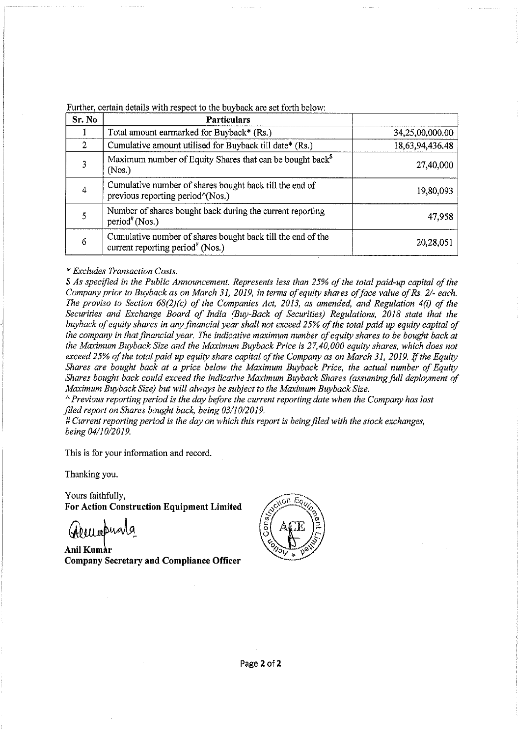Further, certain details with respect to the buyback are set forth below:

| Sr. No | Particulars | |
|---|---|---|
| 1 | Total amount earmarked for Buyback* (Rs.) | 34,25,00,000.00 |
| 2 | Cumulative amount utilised for Buyback till date* (Rs.) | 18,63,94,436.48 |
| 3 | Maximum number of Equity Shares that can be bought back$ (Nos.) | 27,40,000 |
| 4 | Cumulative number of shares bought back till the end of previous reporting period^(Nos.) | 19,80,093 |
| 5 | Number of shares bought back during the current reporting period# (Nos.) | 47,958 |
| 6 | Cumulative number of shares bought back till the end of the current reporting period# (Nos.) | 20,28,051 |

*\* Excludes Transaction Costs.*

*$ As specified in the Public Announcement. Represents less than 25% of the total paid-up capital of the Company prior to Buyback as on March 31, 2019, in terms of equity shares of face value of Rs. 2/- each. The proviso to Section 68(2)(c) of the Companies Act, 2013, as amended, and Regulation 4(i) of the Securities and Exchange Board of India (Buy-Back of Securities) Regulations, 2018 state that the buyback of equity shares in any financial year shall not exceed 25% of the total paid up equity capital of the company in that financial year. The indicative maximum number of equity shares to be bought back at the Maximum Buyback Size and the Maximum Buyback Price is 27,40,000 equity shares, which does not exceed 25% of the total paid up equity share capital of the Company as on March 31, 2019. If the Equity Shares are bought back at a price below the Maximum Buyback Price, the actual number of Equity Shares bought back could exceed the indicative Maximum Buyback Shares (assuming full deployment of Maximum Buyback Size) but will always be subject to the Maximum Buyback Size.*

*^ Previous reporting period is the day before the current reporting date when the Company has last filed report on Shares bought back, being 03/10/2019.*

*# Current reporting period is the day on which this report is being filed with the stock exchanges, being 04/10/2019.*

This is for your information and record.

Thanking you.

Yours faithfully,
**For Action Construction Equipment Limited**

**Anil Kumar**
**Company Secretary and Compliance Officer**